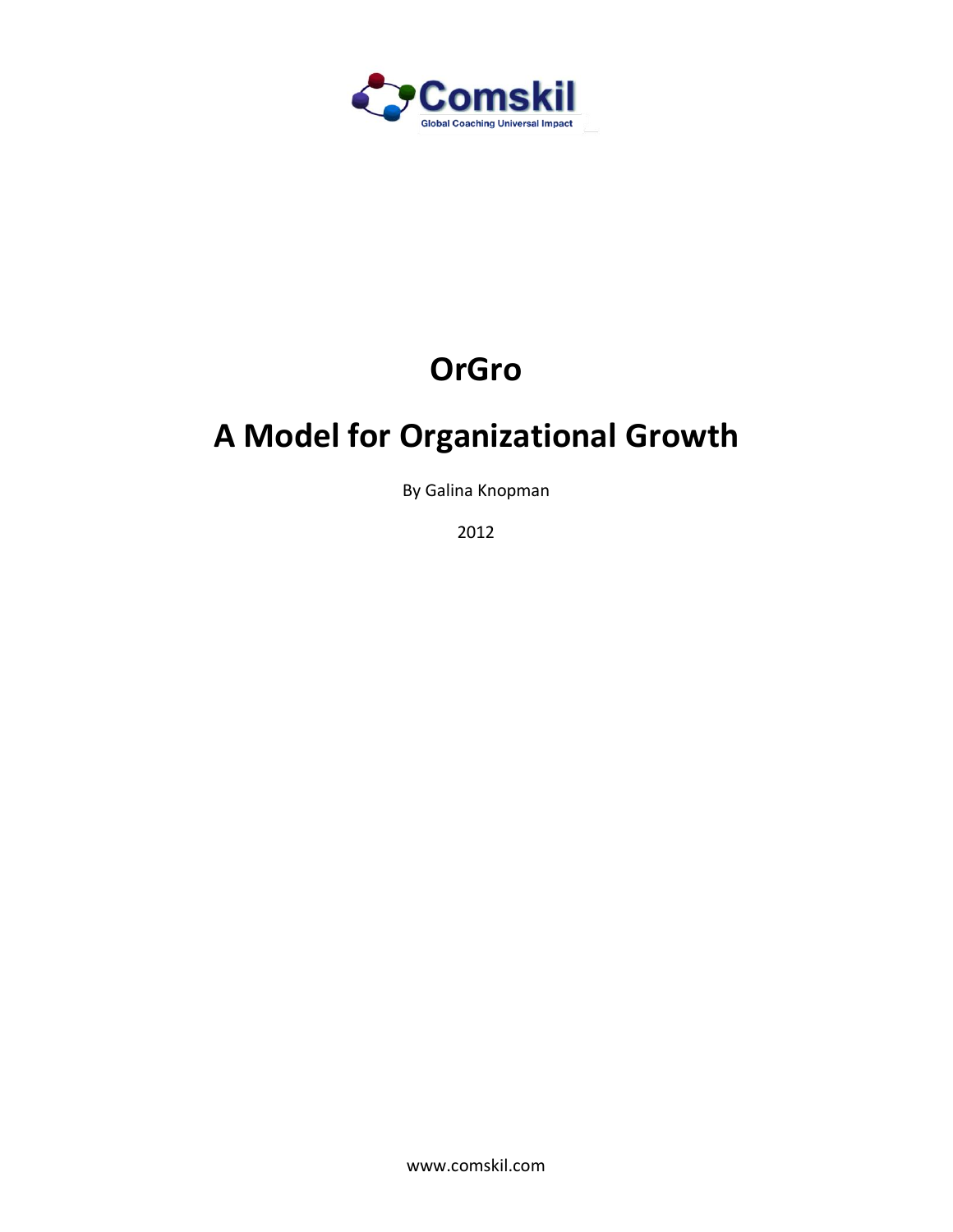Comskil

Global Coaching Universal Impact

# OrGro

# A Model for Organizational Growth

By Galina Knopman

2012

www.comskil.com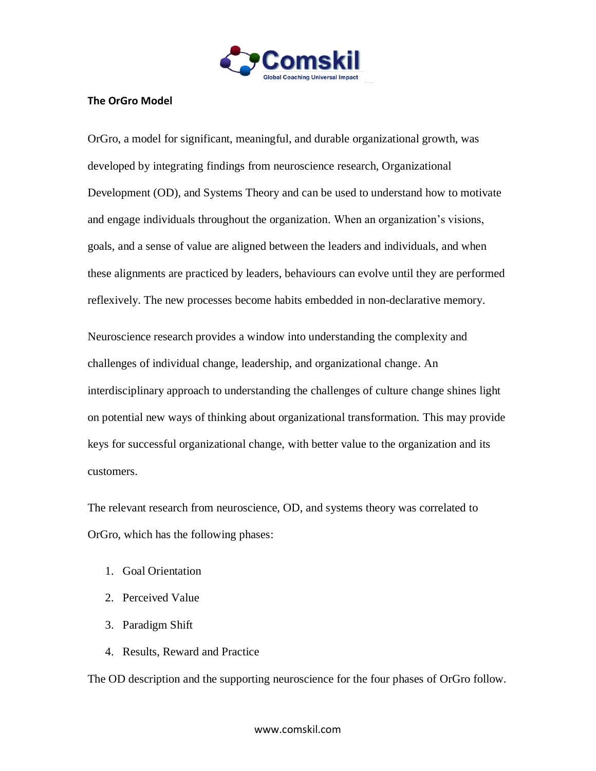## The OrGro Model

OrGro, a model for significant, meaningful, and durable organizational growth, was developed by integrating findings from neuroscience research, Organizational Development (OD), and Systems Theory and can be used to understand how to motivate and engage individuals throughout the organization. When an organization's visions, goals, and a sense of value are aligned between the leaders and individuals, and when these alignments are practiced by leaders, behaviours can evolve until they are performed reflexively. The new processes become habits embedded in non-declarative memory.

Neuroscience research provides a window into understanding the complexity and challenges of individual change, leadership, and organizational change. An interdisciplinary approach to understanding the challenges of culture change shines light on potential new ways of thinking about organizational transformation. This may provide keys for successful organizational change, with better value to the organization and its customers.

The relevant research from neuroscience, OD, and systems theory was correlated to OrGro, which has the following phases:

1. Goal Orientation
2. Perceived Value
3. Paradigm Shift
4. Results, Reward and Practice

The OD description and the supporting neuroscience for the four phases of OrGro follow.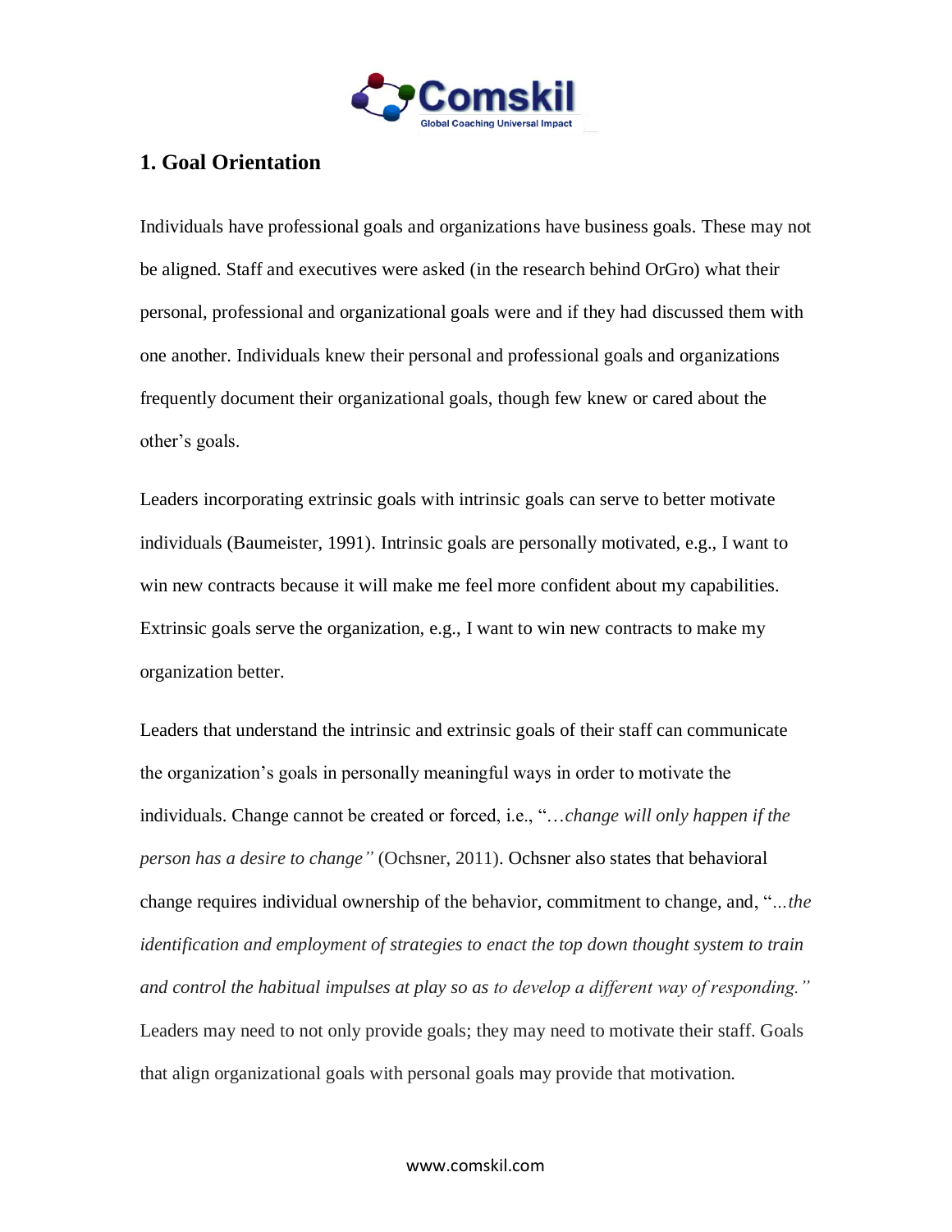## 1. Goal Orientation

Individuals have professional goals and organizations have business goals. These may not be aligned. Staff and executives were asked (in the research behind OrGro) what their personal, professional and organizational goals were and if they had discussed them with one another. Individuals knew their personal and professional goals and organizations frequently document their organizational goals, though few knew or cared about the other's goals.

Leaders incorporating extrinsic goals with intrinsic goals can serve to better motivate individuals (Baumeister, 1991). Intrinsic goals are personally motivated, e.g., I want to win new contracts because it will make me feel more confident about my capabilities. Extrinsic goals serve the organization, e.g., I want to win new contracts to make my organization better.

Leaders that understand the intrinsic and extrinsic goals of their staff can communicate the organization's goals in personally meaningful ways in order to motivate the individuals. Change cannot be created or forced, i.e., "…*change will only happen if the person has a desire to change"* (Ochsner, 2011). Ochsner also states that behavioral change requires individual ownership of the behavior, commitment to change, and, "*…the identification and employment of strategies to enact the top down thought system to train and control the habitual impulses at play so as to develop a different way of responding."* Leaders may need to not only provide goals; they may need to motivate their staff. Goals that align organizational goals with personal goals may provide that motivation.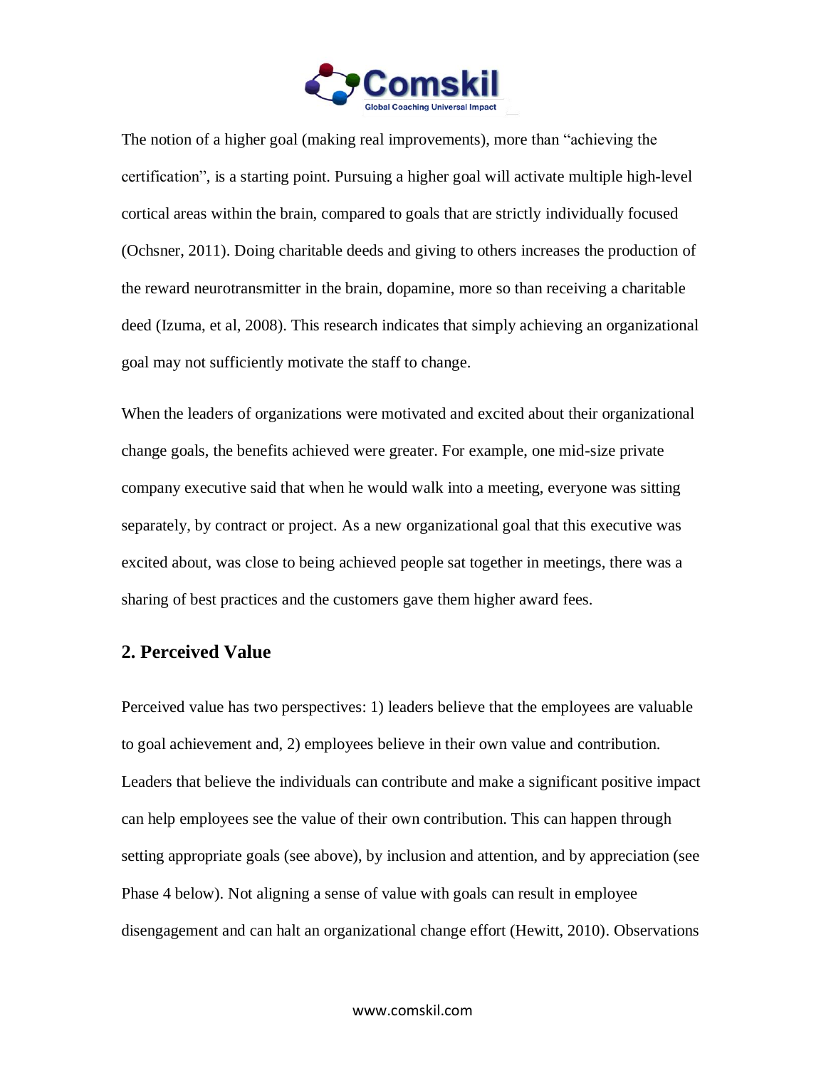The notion of a higher goal (making real improvements), more than "achieving the certification", is a starting point. Pursuing a higher goal will activate multiple high-level cortical areas within the brain, compared to goals that are strictly individually focused (Ochsner, 2011). Doing charitable deeds and giving to others increases the production of the reward neurotransmitter in the brain, dopamine, more so than receiving a charitable deed (Izuma, et al, 2008). This research indicates that simply achieving an organizational goal may not sufficiently motivate the staff to change.

When the leaders of organizations were motivated and excited about their organizational change goals, the benefits achieved were greater. For example, one mid-size private company executive said that when he would walk into a meeting, everyone was sitting separately, by contract or project. As a new organizational goal that this executive was excited about, was close to being achieved people sat together in meetings, there was a sharing of best practices and the customers gave them higher award fees.

## 2. Perceived Value

Perceived value has two perspectives: 1) leaders believe that the employees are valuable to goal achievement and, 2) employees believe in their own value and contribution. Leaders that believe the individuals can contribute and make a significant positive impact can help employees see the value of their own contribution. This can happen through setting appropriate goals (see above), by inclusion and attention, and by appreciation (see Phase 4 below). Not aligning a sense of value with goals can result in employee disengagement and can halt an organizational change effort (Hewitt, 2010). Observations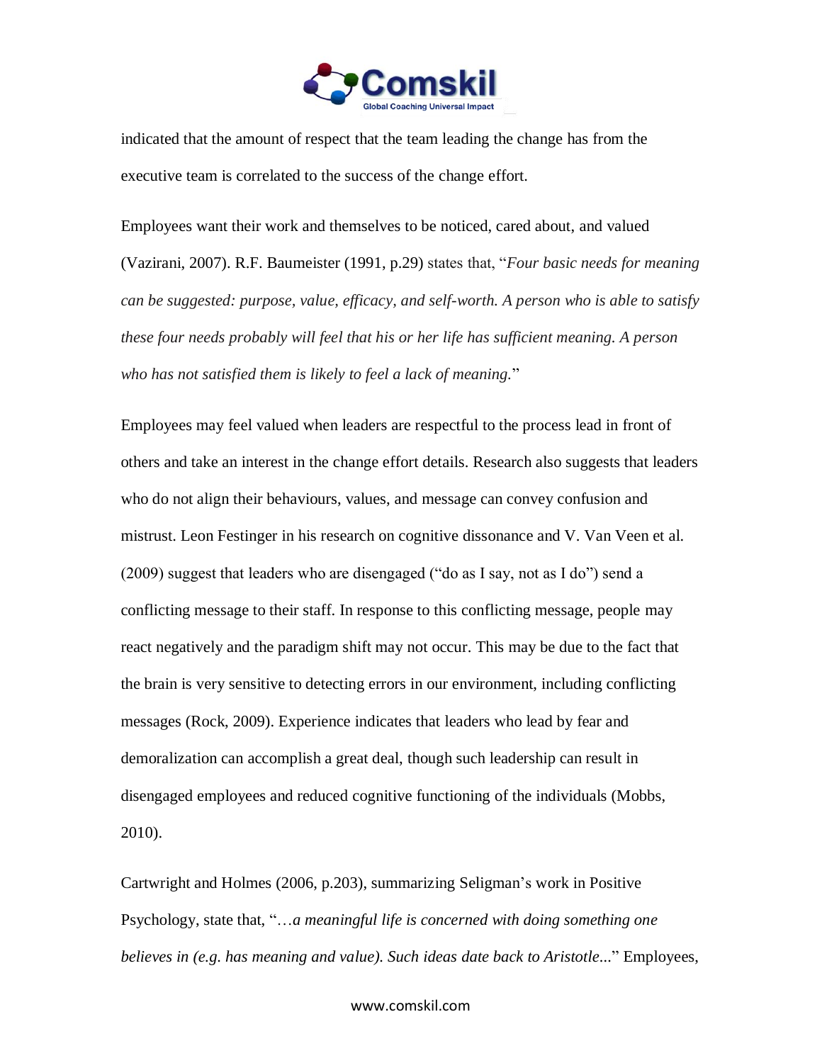indicated that the amount of respect that the team leading the change has from the executive team is correlated to the success of the change effort.

Employees want their work and themselves to be noticed, cared about, and valued (Vazirani, 2007). R.F. Baumeister (1991, p.29) states that, "*Four basic needs for meaning can be suggested: purpose, value, efficacy, and self-worth. A person who is able to satisfy these four needs probably will feel that his or her life has sufficient meaning. A person who has not satisfied them is likely to feel a lack of meaning.*"

Employees may feel valued when leaders are respectful to the process lead in front of others and take an interest in the change effort details. Research also suggests that leaders who do not align their behaviours, values, and message can convey confusion and mistrust. Leon Festinger in his research on cognitive dissonance and V. Van Veen et al. (2009) suggest that leaders who are disengaged ("do as I say, not as I do") send a conflicting message to their staff. In response to this conflicting message, people may react negatively and the paradigm shift may not occur. This may be due to the fact that the brain is very sensitive to detecting errors in our environment, including conflicting messages (Rock, 2009). Experience indicates that leaders who lead by fear and demoralization can accomplish a great deal, though such leadership can result in disengaged employees and reduced cognitive functioning of the individuals (Mobbs, 2010).

Cartwright and Holmes (2006, p.203), summarizing Seligman's work in Positive Psychology, state that, "…*a meaningful life is concerned with doing something one believes in (e.g. has meaning and value). Such ideas date back to Aristotle...*" Employees,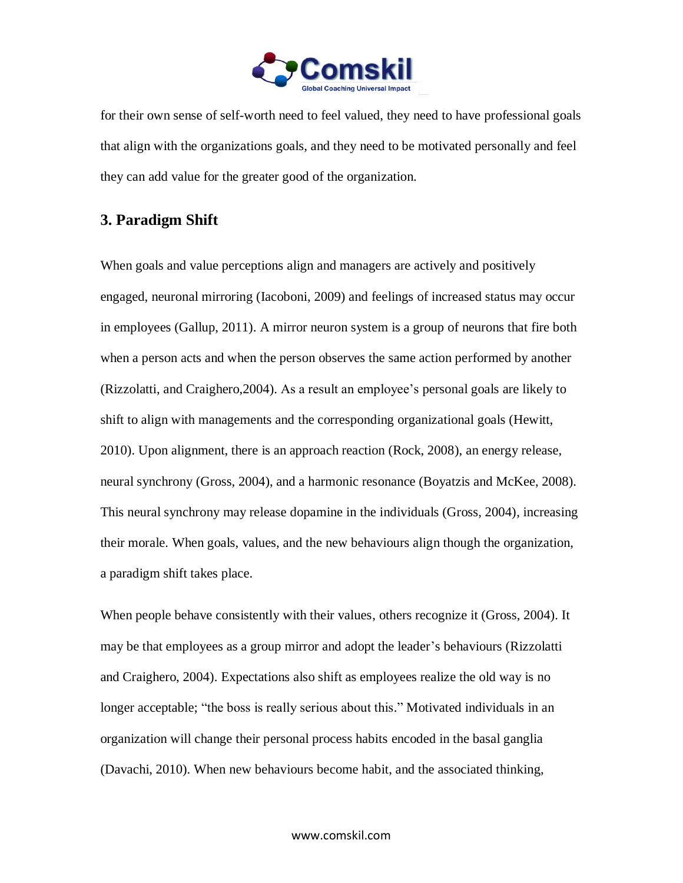for their own sense of self-worth need to feel valued, they need to have professional goals that align with the organizations goals, and they need to be motivated personally and feel they can add value for the greater good of the organization.

## 3. Paradigm Shift

When goals and value perceptions align and managers are actively and positively engaged, neuronal mirroring (Iacoboni, 2009) and feelings of increased status may occur in employees (Gallup, 2011). A mirror neuron system is a group of neurons that fire both when a person acts and when the person observes the same action performed by another (Rizzolatti, and Craighero,2004). As a result an employee's personal goals are likely to shift to align with managements and the corresponding organizational goals (Hewitt, 2010). Upon alignment, there is an approach reaction (Rock, 2008), an energy release, neural synchrony (Gross, 2004), and a harmonic resonance (Boyatzis and McKee, 2008). This neural synchrony may release dopamine in the individuals (Gross, 2004), increasing their morale. When goals, values, and the new behaviours align though the organization, a paradigm shift takes place.

When people behave consistently with their values, others recognize it (Gross, 2004). It may be that employees as a group mirror and adopt the leader's behaviours (Rizzolatti and Craighero, 2004). Expectations also shift as employees realize the old way is no longer acceptable; "the boss is really serious about this." Motivated individuals in an organization will change their personal process habits encoded in the basal ganglia (Davachi, 2010). When new behaviours become habit, and the associated thinking,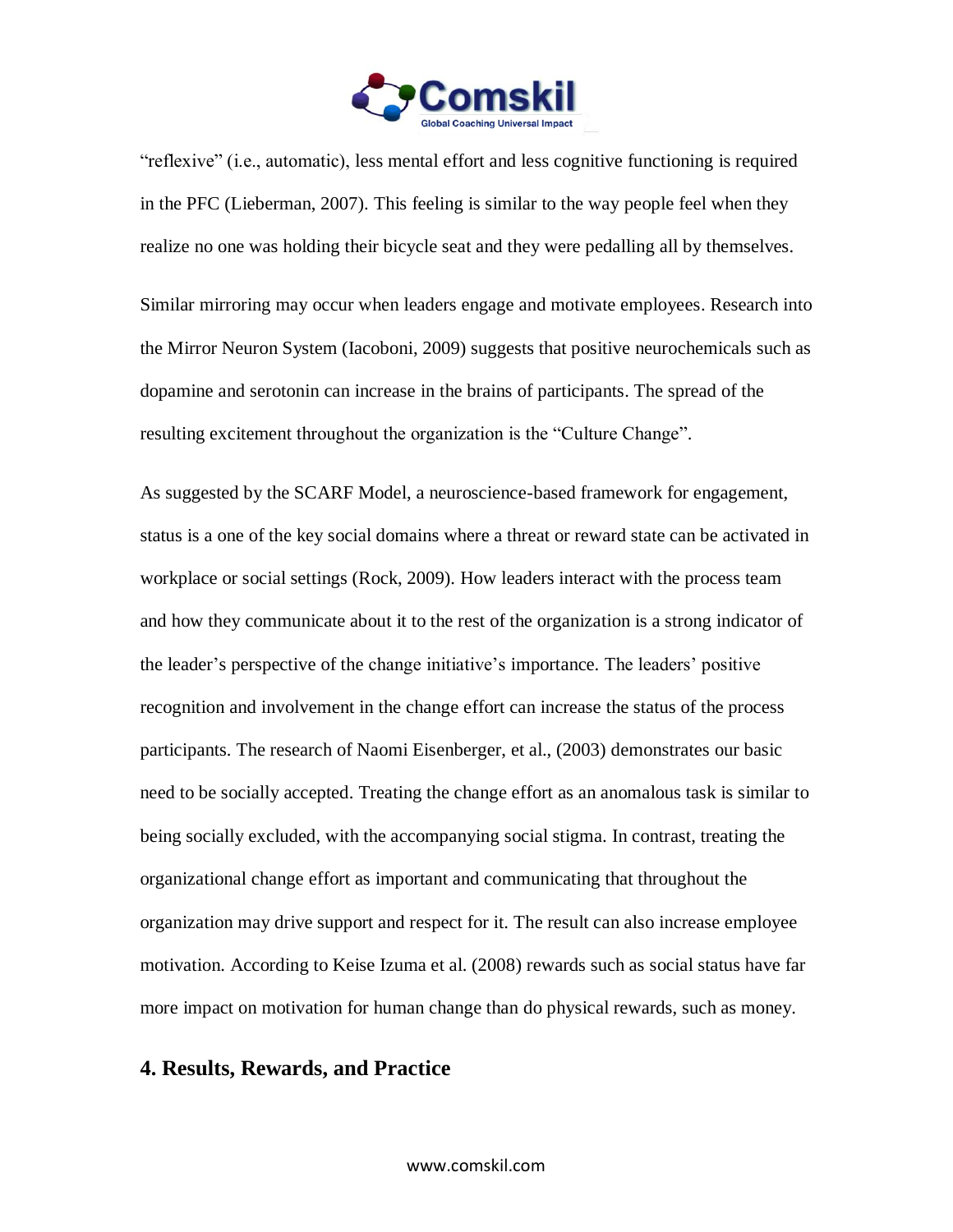“reflexive” (i.e., automatic), less mental effort and less cognitive functioning is required in the PFC (Lieberman, 2007). This feeling is similar to the way people feel when they realize no one was holding their bicycle seat and they were pedalling all by themselves.

Similar mirroring may occur when leaders engage and motivate employees. Research into the Mirror Neuron System (Iacoboni, 2009) suggests that positive neurochemicals such as dopamine and serotonin can increase in the brains of participants. The spread of the resulting excitement throughout the organization is the “Culture Change”.

As suggested by the SCARF Model, a neuroscience-based framework for engagement, status is a one of the key social domains where a threat or reward state can be activated in workplace or social settings (Rock, 2009). How leaders interact with the process team and how they communicate about it to the rest of the organization is a strong indicator of the leader’s perspective of the change initiative’s importance. The leaders’ positive recognition and involvement in the change effort can increase the status of the process participants. The research of Naomi Eisenberger, et al., (2003) demonstrates our basic need to be socially accepted. Treating the change effort as an anomalous task is similar to being socially excluded, with the accompanying social stigma. In contrast, treating the organizational change effort as important and communicating that throughout the organization may drive support and respect for it. The result can also increase employee motivation. According to Keise Izuma et al. (2008) rewards such as social status have far more impact on motivation for human change than do physical rewards, such as money.

## 4. Results, Rewards, and Practice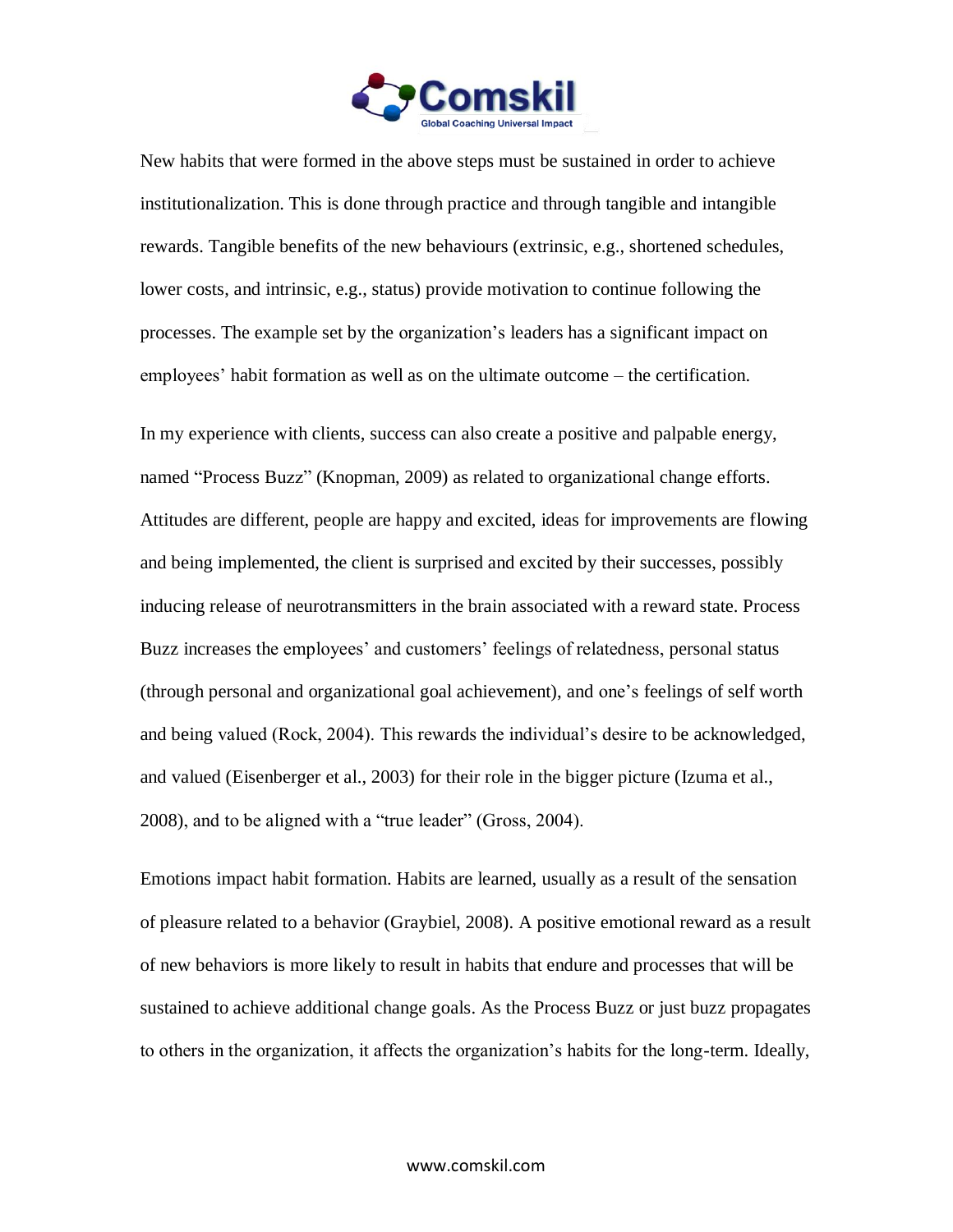New habits that were formed in the above steps must be sustained in order to achieve institutionalization. This is done through practice and through tangible and intangible rewards. Tangible benefits of the new behaviours (extrinsic, e.g., shortened schedules, lower costs, and intrinsic, e.g., status) provide motivation to continue following the processes. The example set by the organization's leaders has a significant impact on employees' habit formation as well as on the ultimate outcome – the certification.

In my experience with clients, success can also create a positive and palpable energy, named "Process Buzz" (Knopman, 2009) as related to organizational change efforts. Attitudes are different, people are happy and excited, ideas for improvements are flowing and being implemented, the client is surprised and excited by their successes, possibly inducing release of neurotransmitters in the brain associated with a reward state. Process Buzz increases the employees' and customers' feelings of relatedness, personal status (through personal and organizational goal achievement), and one's feelings of self worth and being valued (Rock, 2004). This rewards the individual's desire to be acknowledged, and valued (Eisenberger et al., 2003) for their role in the bigger picture (Izuma et al., 2008), and to be aligned with a "true leader" (Gross, 2004).

Emotions impact habit formation. Habits are learned, usually as a result of the sensation of pleasure related to a behavior (Graybiel, 2008). A positive emotional reward as a result of new behaviors is more likely to result in habits that endure and processes that will be sustained to achieve additional change goals. As the Process Buzz or just buzz propagates to others in the organization, it affects the organization's habits for the long-term. Ideally,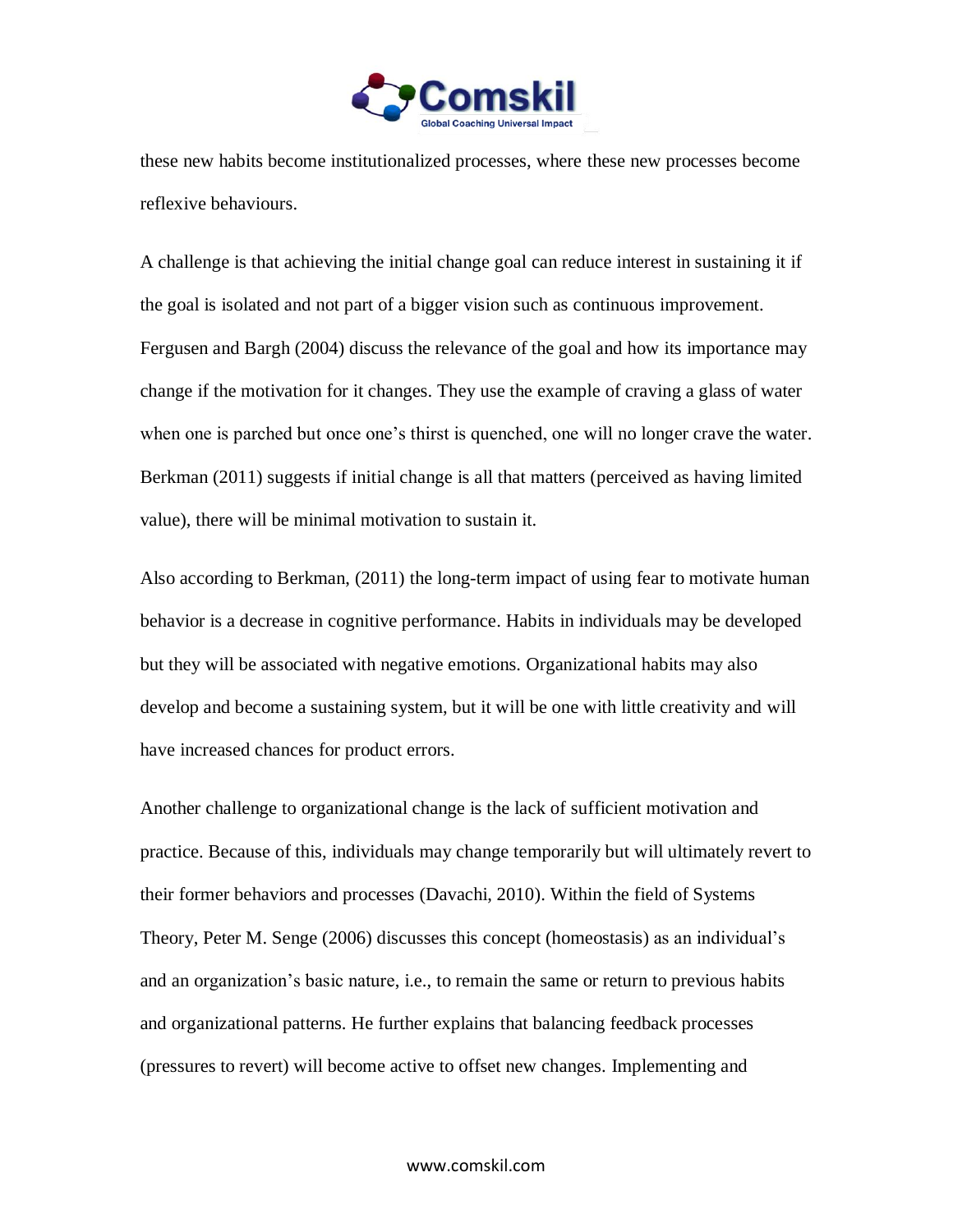these new habits become institutionalized processes, where these new processes become reflexive behaviours.

A challenge is that achieving the initial change goal can reduce interest in sustaining it if the goal is isolated and not part of a bigger vision such as continuous improvement. Fergusen and Bargh (2004) discuss the relevance of the goal and how its importance may change if the motivation for it changes. They use the example of craving a glass of water when one is parched but once one's thirst is quenched, one will no longer crave the water. Berkman (2011) suggests if initial change is all that matters (perceived as having limited value), there will be minimal motivation to sustain it.

Also according to Berkman, (2011) the long-term impact of using fear to motivate human behavior is a decrease in cognitive performance. Habits in individuals may be developed but they will be associated with negative emotions. Organizational habits may also develop and become a sustaining system, but it will be one with little creativity and will have increased chances for product errors.

Another challenge to organizational change is the lack of sufficient motivation and practice. Because of this, individuals may change temporarily but will ultimately revert to their former behaviors and processes (Davachi, 2010). Within the field of Systems Theory, Peter M. Senge (2006) discusses this concept (homeostasis) as an individual's and an organization's basic nature, i.e., to remain the same or return to previous habits and organizational patterns. He further explains that balancing feedback processes (pressures to revert) will become active to offset new changes. Implementing and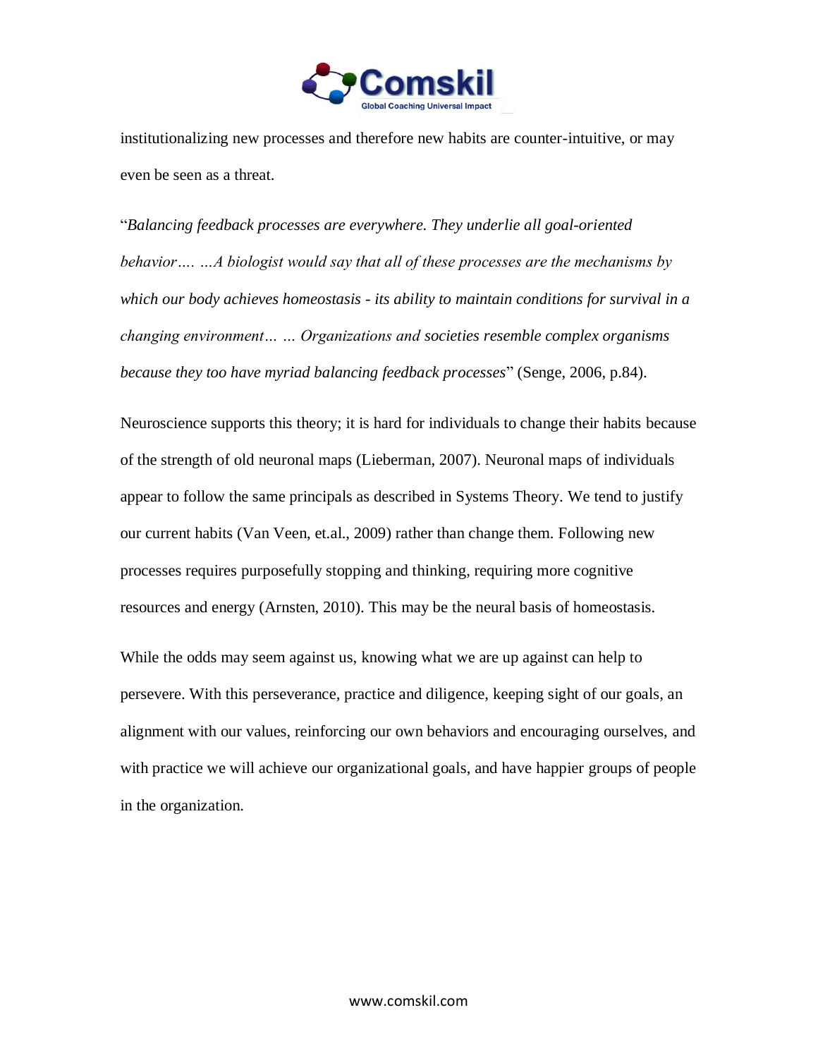institutionalizing new processes and therefore new habits are counter-intuitive, or may even be seen as a threat.

"*Balancing feedback processes are everywhere. They underlie all goal-oriented behavior…. …A biologist would say that all of these processes are the mechanisms by which our body achieves homeostasis - its ability to maintain conditions for survival in a changing environment… … Organizations and societies resemble complex organisms because they too have myriad balancing feedback processes*" (Senge, 2006, p.84).

Neuroscience supports this theory; it is hard for individuals to change their habits because of the strength of old neuronal maps (Lieberman, 2007). Neuronal maps of individuals appear to follow the same principals as described in Systems Theory. We tend to justify our current habits (Van Veen, et.al., 2009) rather than change them. Following new processes requires purposefully stopping and thinking, requiring more cognitive resources and energy (Arnsten, 2010). This may be the neural basis of homeostasis.

While the odds may seem against us, knowing what we are up against can help to persevere. With this perseverance, practice and diligence, keeping sight of our goals, an alignment with our values, reinforcing our own behaviors and encouraging ourselves, and with practice we will achieve our organizational goals, and have happier groups of people in the organization.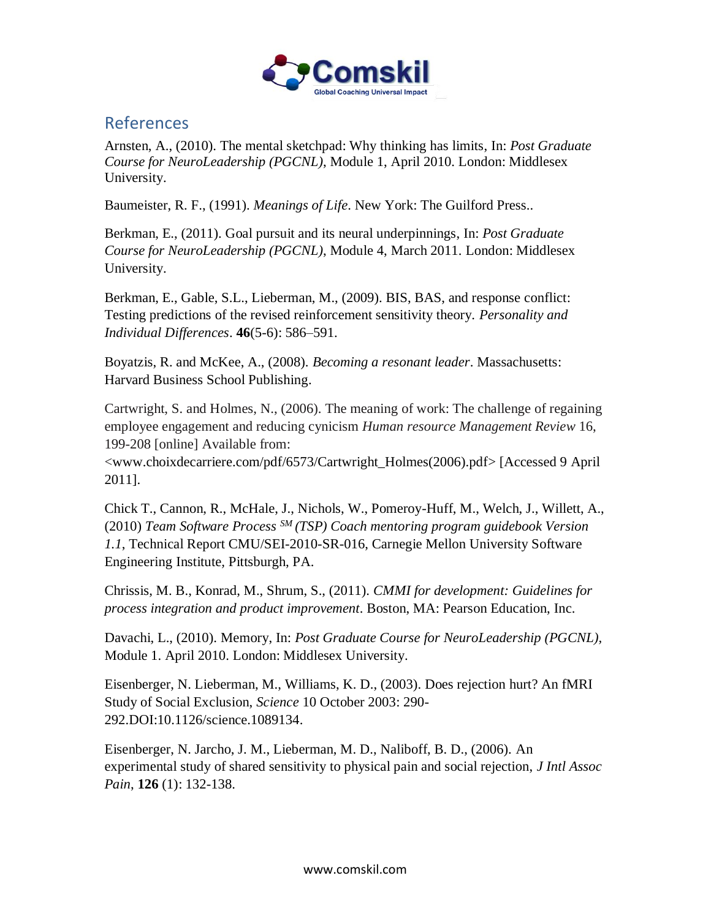## References

Arnsten, A., (2010). The mental sketchpad: Why thinking has limits, In: *Post Graduate Course for NeuroLeadership (PGCNL)*, Module 1, April 2010. London: Middlesex University.

Baumeister, R. F., (1991). *Meanings of Life*. New York: The Guilford Press..

Berkman, E., (2011). Goal pursuit and its neural underpinnings, In: *Post Graduate Course for NeuroLeadership (PGCNL)*, Module 4, March 2011. London: Middlesex University.

Berkman, E., Gable, S.L., Lieberman, M., (2009). BIS, BAS, and response conflict: Testing predictions of the revised reinforcement sensitivity theory. *Personality and Individual Differences*. **46**(5-6): 586–591.

Boyatzis, R. and McKee, A., (2008). *Becoming a resonant leader*. Massachusetts: Harvard Business School Publishing.

Cartwright, S. and Holmes, N., (2006). The meaning of work: The challenge of regaining employee engagement and reducing cynicism *Human resource Management Review* 16, 199-208 [online] Available from: <www.choixdecarriere.com/pdf/6573/Cartwright_Holmes(2006).pdf> [Accessed 9 April 2011].

Chick T., Cannon, R., McHale, J., Nichols, W., Pomeroy-Huff, M., Welch, J., Willett, A., (2010) *Team Software Process SM (TSP) Coach mentoring program guidebook Version 1.1*, Technical Report CMU/SEI-2010-SR-016, Carnegie Mellon University Software Engineering Institute, Pittsburgh, PA.

Chrissis, M. B., Konrad, M., Shrum, S., (2011). *CMMI for development: Guidelines for process integration and product improvement*. Boston, MA: Pearson Education, Inc.

Davachi, L., (2010). Memory, In: *Post Graduate Course for NeuroLeadership (PGCNL)*, Module 1. April 2010. London: Middlesex University.

Eisenberger, N. Lieberman, M., Williams, K. D., (2003). Does rejection hurt? An fMRI Study of Social Exclusion, *Science* 10 October 2003: 290-292.DOI:10.1126/science.1089134.

Eisenberger, N. Jarcho, J. M., Lieberman, M. D., Naliboff, B. D., (2006). An experimental study of shared sensitivity to physical pain and social rejection, *J Intl Assoc Pain*, **126** (1): 132-138.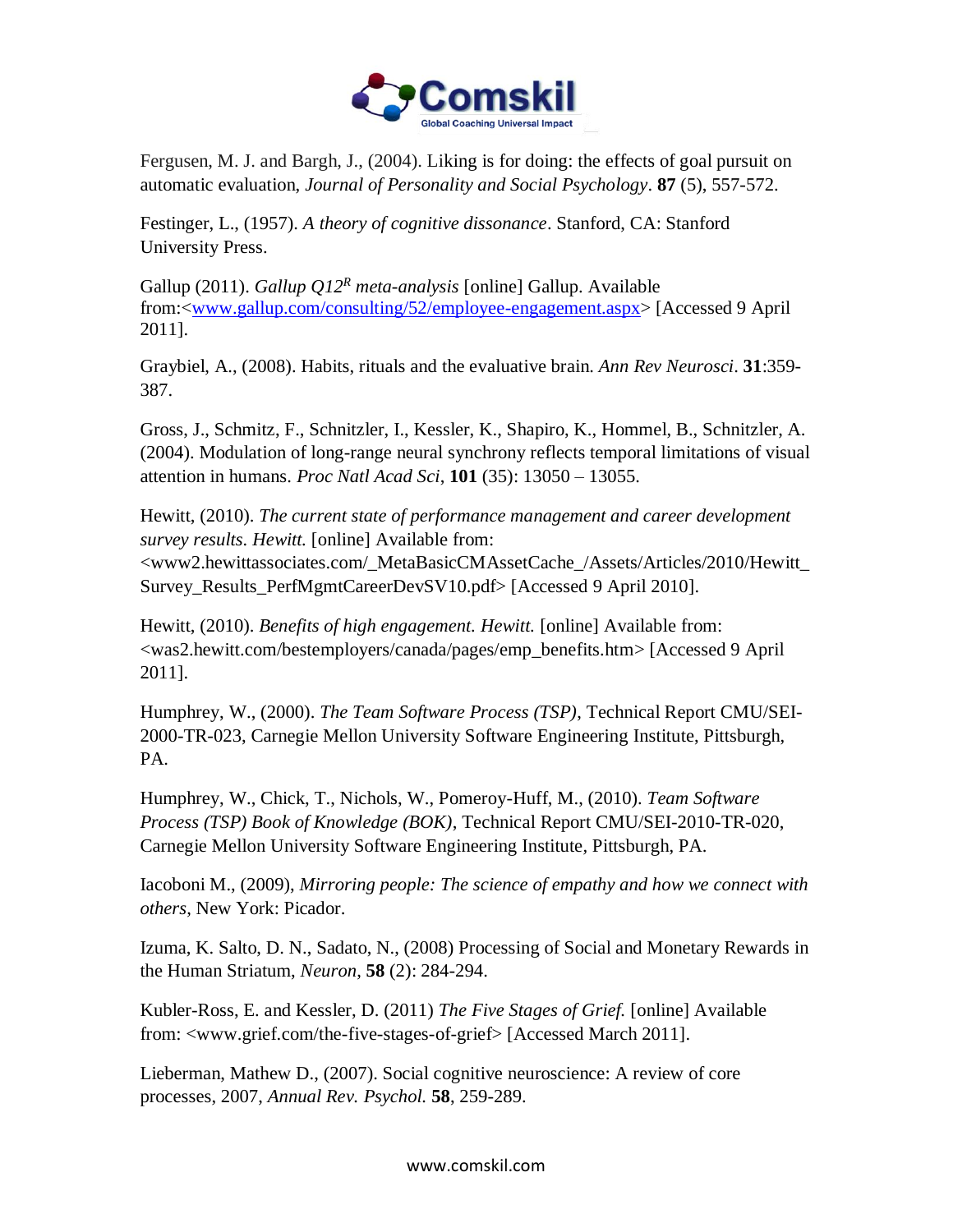Fergusen, M. J. and Bargh, J., (2004). Liking is for doing: the effects of goal pursuit on automatic evaluation, *Journal of Personality and Social Psychology*. **87** (5), 557-572.

Festinger, L., (1957). *A theory of cognitive dissonance*. Stanford, CA: Stanford University Press.

Gallup (2011). *Gallup Q12[R] meta-analysis* [online] Gallup. Available from:<www.gallup.com/consulting/52/employee-engagement.aspx> [Accessed 9 April 2011].

Graybiel, A., (2008). Habits, rituals and the evaluative brain. *Ann Rev Neurosci*. **31**:359-387.

Gross, J., Schmitz, F., Schnitzler, I., Kessler, K., Shapiro, K., Hommel, B., Schnitzler, A. (2004). Modulation of long-range neural synchrony reflects temporal limitations of visual attention in humans. *Proc Natl Acad Sci*, **101** (35): 13050 – 13055.

Hewitt, (2010). *The current state of performance management and career development survey results*. *Hewitt.* [online] Available from: <www2.hewittassociates.com/_MetaBasicCMAssetCache_/Assets/Articles/2010/Hewitt_Survey_Results_PerfMgmtCareerDevSV10.pdf> [Accessed 9 April 2010].

Hewitt, (2010). *Benefits of high engagement*. *Hewitt.* [online] Available from: <was2.hewitt.com/bestemployers/canada/pages/emp_benefits.htm> [Accessed 9 April 2011].

Humphrey, W., (2000). *The Team Software Process (TSP)*, Technical Report CMU/SEI-2000-TR-023, Carnegie Mellon University Software Engineering Institute, Pittsburgh, PA.

Humphrey, W., Chick, T., Nichols, W., Pomeroy-Huff, M., (2010). *Team Software Process (TSP) Book of Knowledge (BOK)*, Technical Report CMU/SEI-2010-TR-020, Carnegie Mellon University Software Engineering Institute, Pittsburgh, PA.

Iacoboni M., (2009), *Mirroring people: The science of empathy and how we connect with others*, New York: Picador.

Izuma, K. Salto, D. N., Sadato, N., (2008) Processing of Social and Monetary Rewards in the Human Striatum, *Neuron*, **58** (2): 284-294.

Kubler-Ross, E. and Kessler, D. (2011) *The Five Stages of Grief.* [online] Available from: <www.grief.com/the-five-stages-of-grief> [Accessed March 2011].

Lieberman, Mathew D., (2007). Social cognitive neuroscience: A review of core processes, 2007, *Annual Rev. Psychol.* **58**, 259-289.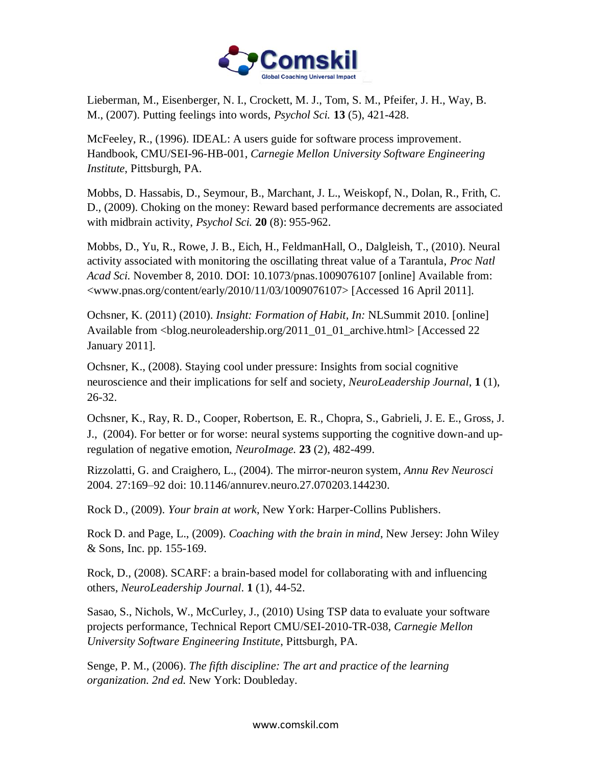Lieberman, M., Eisenberger, N. I., Crockett, M. J., Tom, S. M., Pfeifer, J. H., Way, B. M., (2007). Putting feelings into words, *Psychol Sci.* **13** (5), 421-428.

McFeeley, R., (1996). IDEAL: A users guide for software process improvement. Handbook, CMU/SEI-96-HB-001, *Carnegie Mellon University Software Engineering Institute*, Pittsburgh, PA.

Mobbs, D. Hassabis, D., Seymour, B., Marchant, J. L., Weiskopf, N., Dolan, R., Frith, C. D., (2009). Choking on the money: Reward based performance decrements are associated with midbrain activity, *Psychol Sci.* **20** (8): 955-962.

Mobbs, D., Yu, R., Rowe, J. B., Eich, H., FeldmanHall, O., Dalgleish, T., (2010). Neural activity associated with monitoring the oscillating threat value of a Tarantula, *Proc Natl Acad Sci.* November 8, 2010. DOI: 10.1073/pnas.1009076107 [online] Available from: <www.pnas.org/content/early/2010/11/03/1009076107> [Accessed 16 April 2011].

Ochsner, K. (2011) (2010). *Insight: Formation of Habit, In:* NLSummit 2010. [online] Available from <blog.neuroleadership.org/2011_01_01_archive.html> [Accessed 22 January 2011].

Ochsner, K., (2008). Staying cool under pressure: Insights from social cognitive neuroscience and their implications for self and society, *NeuroLeadership Journal*, **1** (1), 26-32.

Ochsner, K., Ray, R. D., Cooper, Robertson, E. R., Chopra, S., Gabrieli, J. E. E., Gross, J. J., (2004). For better or for worse: neural systems supporting the cognitive down-and up-regulation of negative emotion, *NeuroImage.* **23** (2), 482-499.

Rizzolatti, G. and Craighero, L., (2004). The mirror-neuron system, *Annu Rev Neurosci* 2004. 27:169–92 doi: 10.1146/annurev.neuro.27.070203.144230.

Rock D., (2009). *Your brain at work*, New York: Harper-Collins Publishers.

Rock D. and Page, L., (2009). *Coaching with the brain in mind*, New Jersey: John Wiley & Sons, Inc. pp. 155-169.

Rock, D., (2008). SCARF: a brain-based model for collaborating with and influencing others, *NeuroLeadership Journal*. **1** (1), 44-52.

Sasao, S., Nichols, W., McCurley, J., (2010) Using TSP data to evaluate your software projects performance, Technical Report CMU/SEI-2010-TR-038, *Carnegie Mellon University Software Engineering Institute*, Pittsburgh, PA.

Senge, P. M., (2006). *The fifth discipline: The art and practice of the learning organization. 2nd ed.* New York: Doubleday.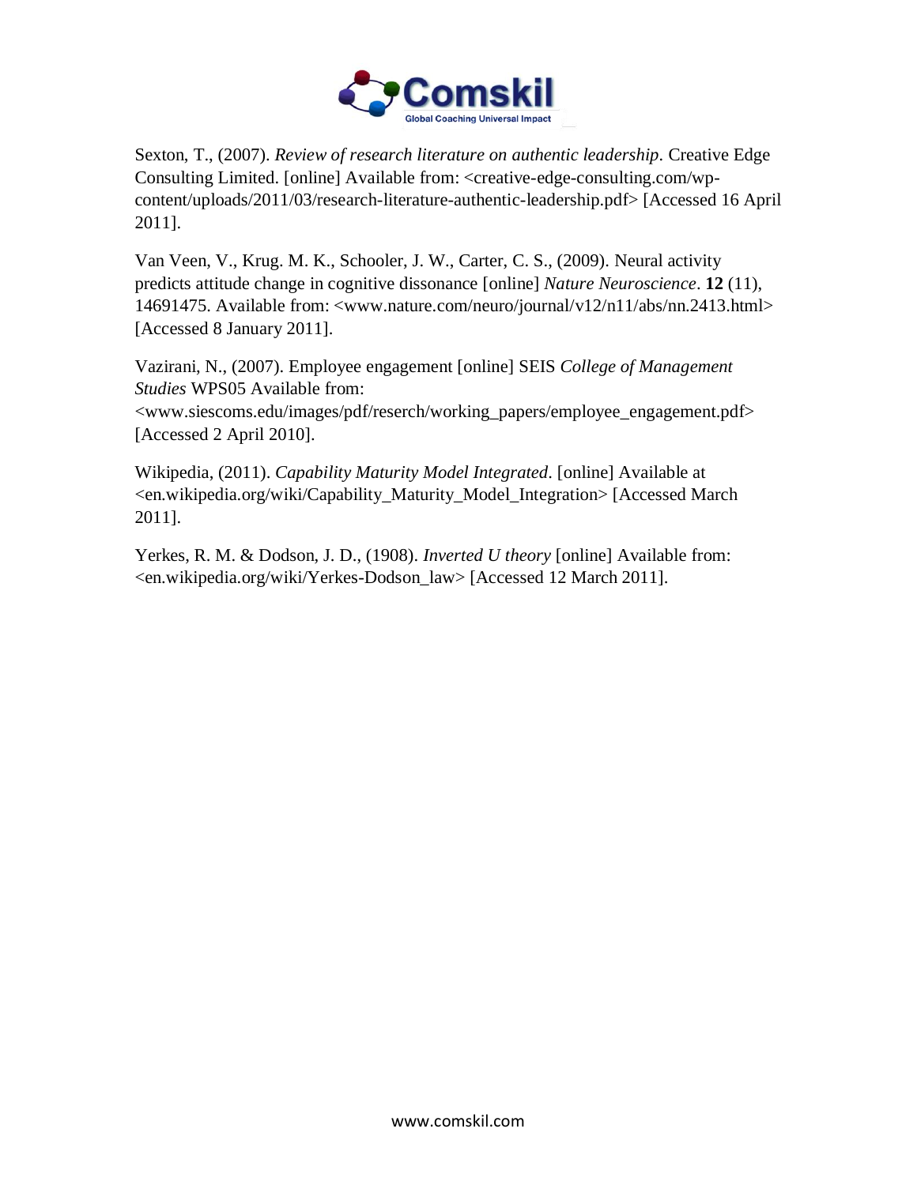Sexton, T., (2007). *Review of research literature on authentic leadership*. Creative Edge Consulting Limited. [online] Available from: <creative-edge-consulting.com/wp-content/uploads/2011/03/research-literature-authentic-leadership.pdf> [Accessed 16 April 2011].

Van Veen, V., Krug. M. K., Schooler, J. W., Carter, C. S., (2009). Neural activity predicts attitude change in cognitive dissonance [online] *Nature Neuroscience*. **12** (11), 14691475. Available from: <www.nature.com/neuro/journal/v12/n11/abs/nn.2413.html> [Accessed 8 January 2011].

Vazirani, N., (2007). Employee engagement [online] SEIS *College of Management Studies* WPS05 Available from: <www.siescoms.edu/images/pdf/reserch/working_papers/employee_engagement.pdf> [Accessed 2 April 2010].

Wikipedia, (2011). *Capability Maturity Model Integrated*. [online] Available at <en.wikipedia.org/wiki/Capability_Maturity_Model_Integration> [Accessed March 2011].

Yerkes, R. M. & Dodson, J. D., (1908). *Inverted U theory* [online] Available from: <en.wikipedia.org/wiki/Yerkes-Dodson_law> [Accessed 12 March 2011].